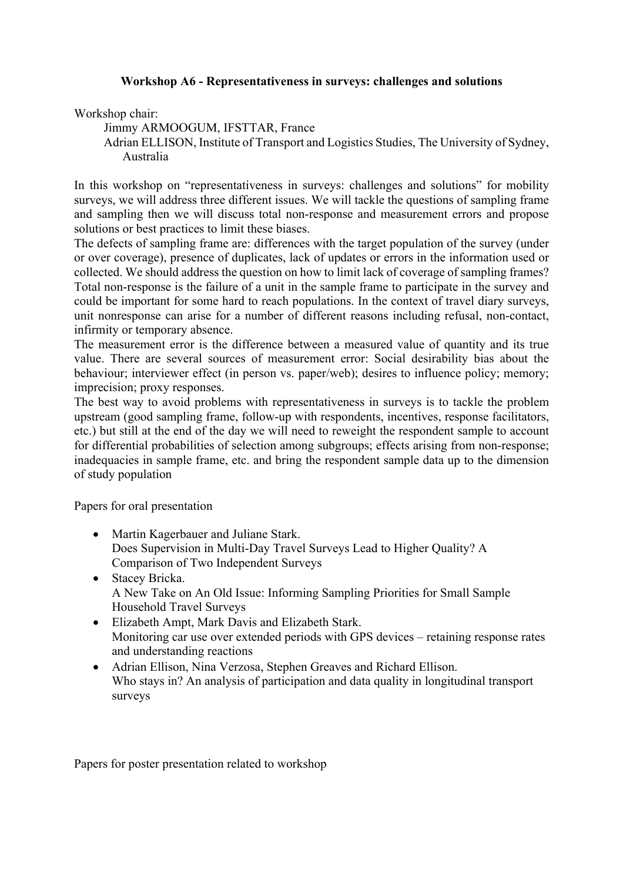**Workshop A6 - Representativeness in surveys: challenges and solutions**

Workshop chair:

Jimmy ARMOOGUM, IFSTTAR, France
Adrian ELLISON, Institute of Transport and Logistics Studies, The University of Sydney, Australia

In this workshop on "representativeness in surveys: challenges and solutions" for mobility surveys, we will address three different issues. We will tackle the questions of sampling frame and sampling then we will discuss total non-response and measurement errors and propose solutions or best practices to limit these biases.

The defects of sampling frame are: differences with the target population of the survey (under or over coverage), presence of duplicates, lack of updates or errors in the information used or collected. We should address the question on how to limit lack of coverage of sampling frames?

Total non-response is the failure of a unit in the sample frame to participate in the survey and could be important for some hard to reach populations. In the context of travel diary surveys, unit nonresponse can arise for a number of different reasons including refusal, non-contact, infirmity or temporary absence.

The measurement error is the difference between a measured value of quantity and its true value. There are several sources of measurement error: Social desirability bias about the behaviour; interviewer effect (in person vs. paper/web); desires to influence policy; memory; imprecision; proxy responses.

The best way to avoid problems with representativeness in surveys is to tackle the problem upstream (good sampling frame, follow-up with respondents, incentives, response facilitators, etc.) but still at the end of the day we will need to reweight the respondent sample to account for differential probabilities of selection among subgroups; effects arising from non-response; inadequacies in sample frame, etc. and bring the respondent sample data up to the dimension of study population

Papers for oral presentation

- Martin Kagerbauer and Juliane Stark.
  Does Supervision in Multi-Day Travel Surveys Lead to Higher Quality? A Comparison of Two Independent Surveys
- Stacey Bricka.
  A New Take on An Old Issue: Informing Sampling Priorities for Small Sample Household Travel Surveys
- Elizabeth Ampt, Mark Davis and Elizabeth Stark.
  Monitoring car use over extended periods with GPS devices – retaining response rates and understanding reactions
- Adrian Ellison, Nina Verzosa, Stephen Greaves and Richard Ellison.
  Who stays in? An analysis of participation and data quality in longitudinal transport surveys

Papers for poster presentation related to workshop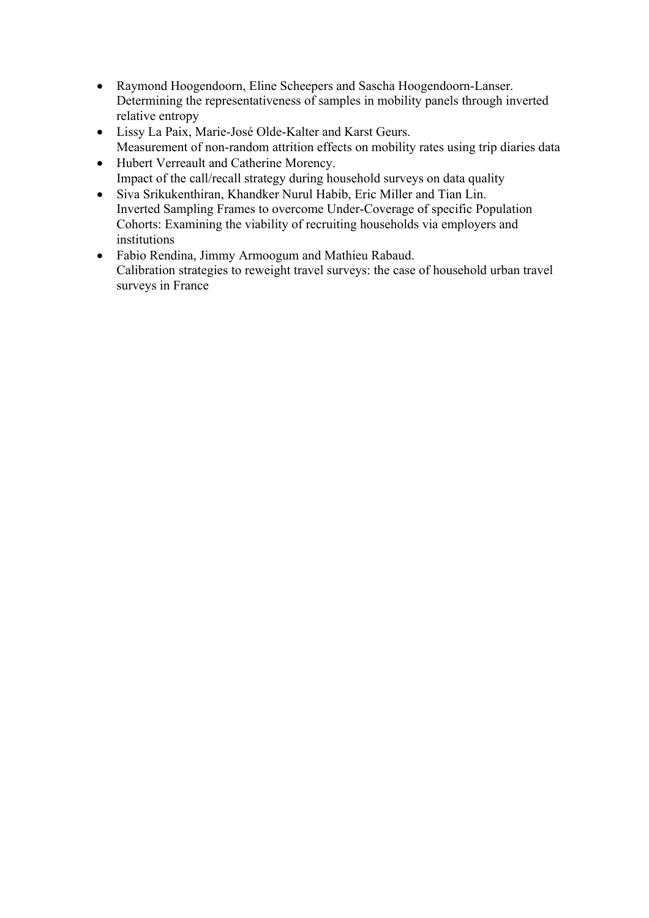- Raymond Hoogendoorn, Eline Scheepers and Sascha Hoogendoorn-Lanser.
  Determining the representativeness of samples in mobility panels through inverted relative entropy
- Lissy La Paix, Marie-José Olde-Kalter and Karst Geurs.
  Measurement of non-random attrition effects on mobility rates using trip diaries data
- Hubert Verreault and Catherine Morency.
  Impact of the call/recall strategy during household surveys on data quality
- Siva Srikukenthiran, Khandker Nurul Habib, Eric Miller and Tian Lin.
  Inverted Sampling Frames to overcome Under-Coverage of specific Population Cohorts: Examining the viability of recruiting households via employers and institutions
- Fabio Rendina, Jimmy Armoogum and Mathieu Rabaud.
  Calibration strategies to reweight travel surveys: the case of household urban travel surveys in France